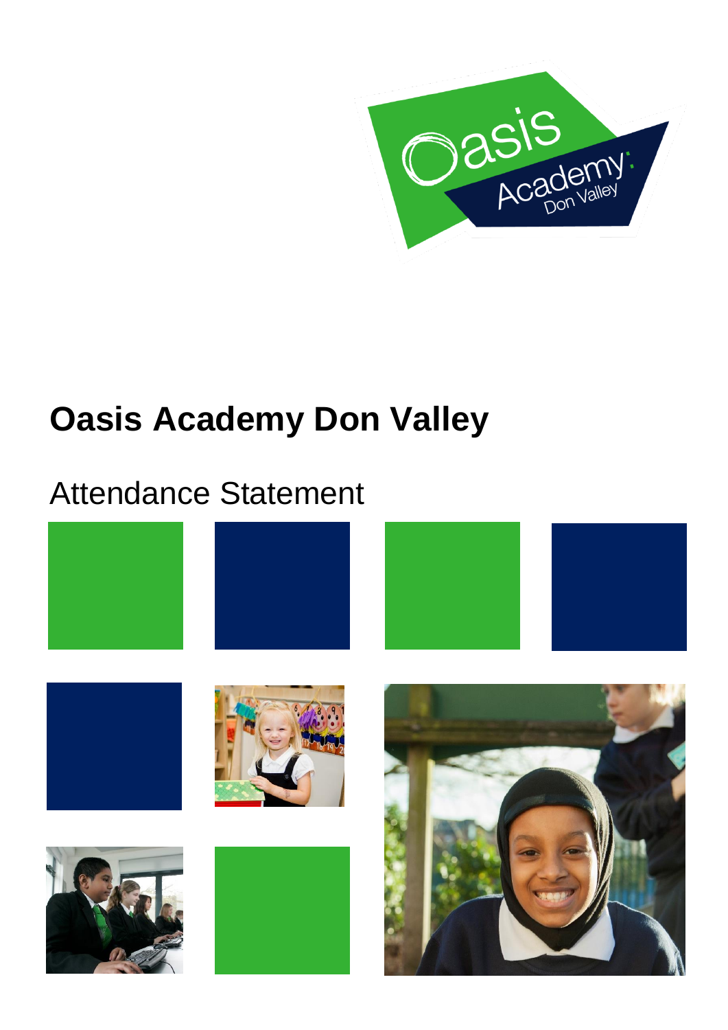# Oasis Academy Don Valley

## Attendance Statement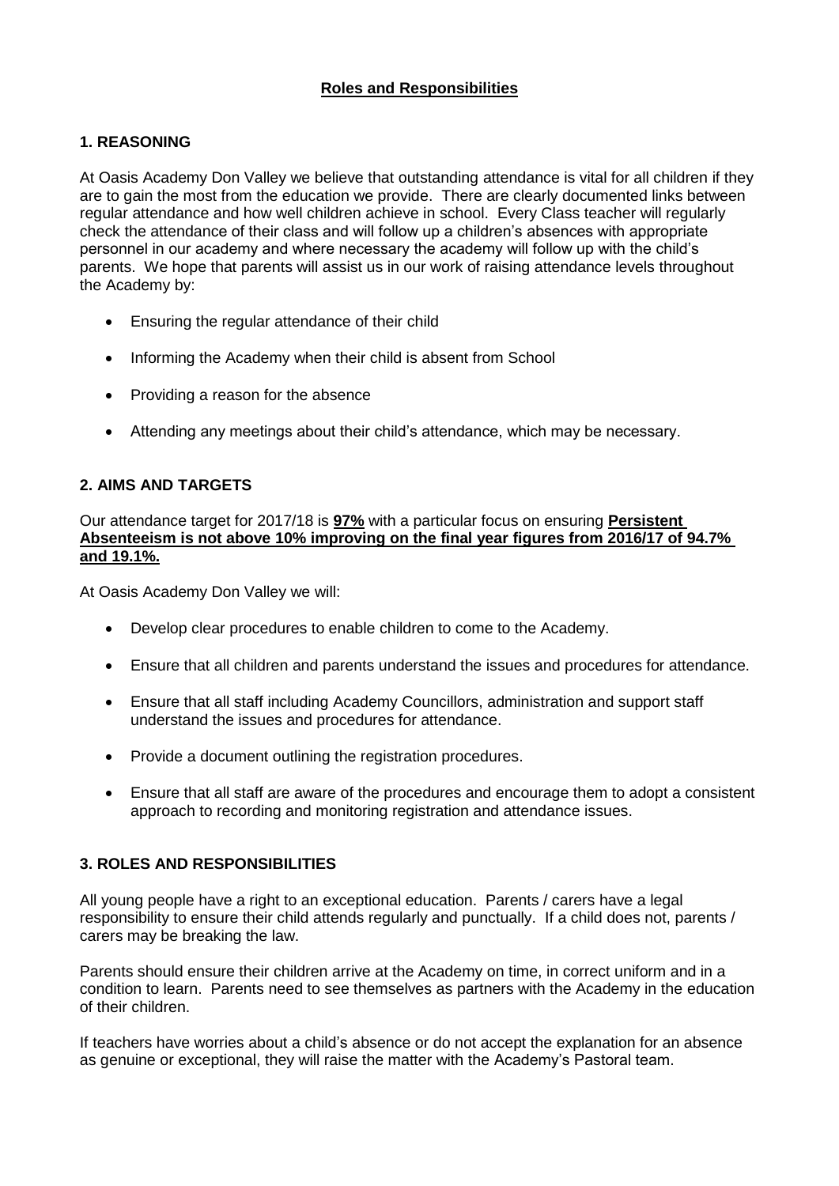# **Roles and Responsibilities**

## 1. REASONING

At Oasis Academy Don Valley we believe that outstanding attendance is vital for all children if they are to gain the most from the education we provide. There are clearly documented links between regular attendance and how well children achieve in school. Every Class teacher will regularly check the attendance of their class and will follow up a children's absences with appropriate personnel in our academy and where necessary the academy will follow up with the child's parents. We hope that parents will assist us in our work of raising attendance levels throughout the Academy by:

- Ensuring the regular attendance of their child
- Informing the Academy when their child is absent from School
- Providing a reason for the absence
- Attending any meetings about their child's attendance, which may be necessary.

## 2. AIMS AND TARGETS

Our attendance target for 2017/18 is **97%** with a particular focus on ensuring **Persistent Absenteeism is not above 10% improving on the final year figures from 2016/17 of 94.7% and 19.1%.**

At Oasis Academy Don Valley we will:

- Develop clear procedures to enable children to come to the Academy.
- Ensure that all children and parents understand the issues and procedures for attendance.
- Ensure that all staff including Academy Councillors, administration and support staff understand the issues and procedures for attendance.
- Provide a document outlining the registration procedures.
- Ensure that all staff are aware of the procedures and encourage them to adopt a consistent approach to recording and monitoring registration and attendance issues.

## 3. ROLES AND RESPONSIBILITIES

All young people have a right to an exceptional education. Parents / carers have a legal responsibility to ensure their child attends regularly and punctually. If a child does not, parents / carers may be breaking the law.

Parents should ensure their children arrive at the Academy on time, in correct uniform and in a condition to learn. Parents need to see themselves as partners with the Academy in the education of their children.

If teachers have worries about a child's absence or do not accept the explanation for an absence as genuine or exceptional, they will raise the matter with the Academy's Pastoral team.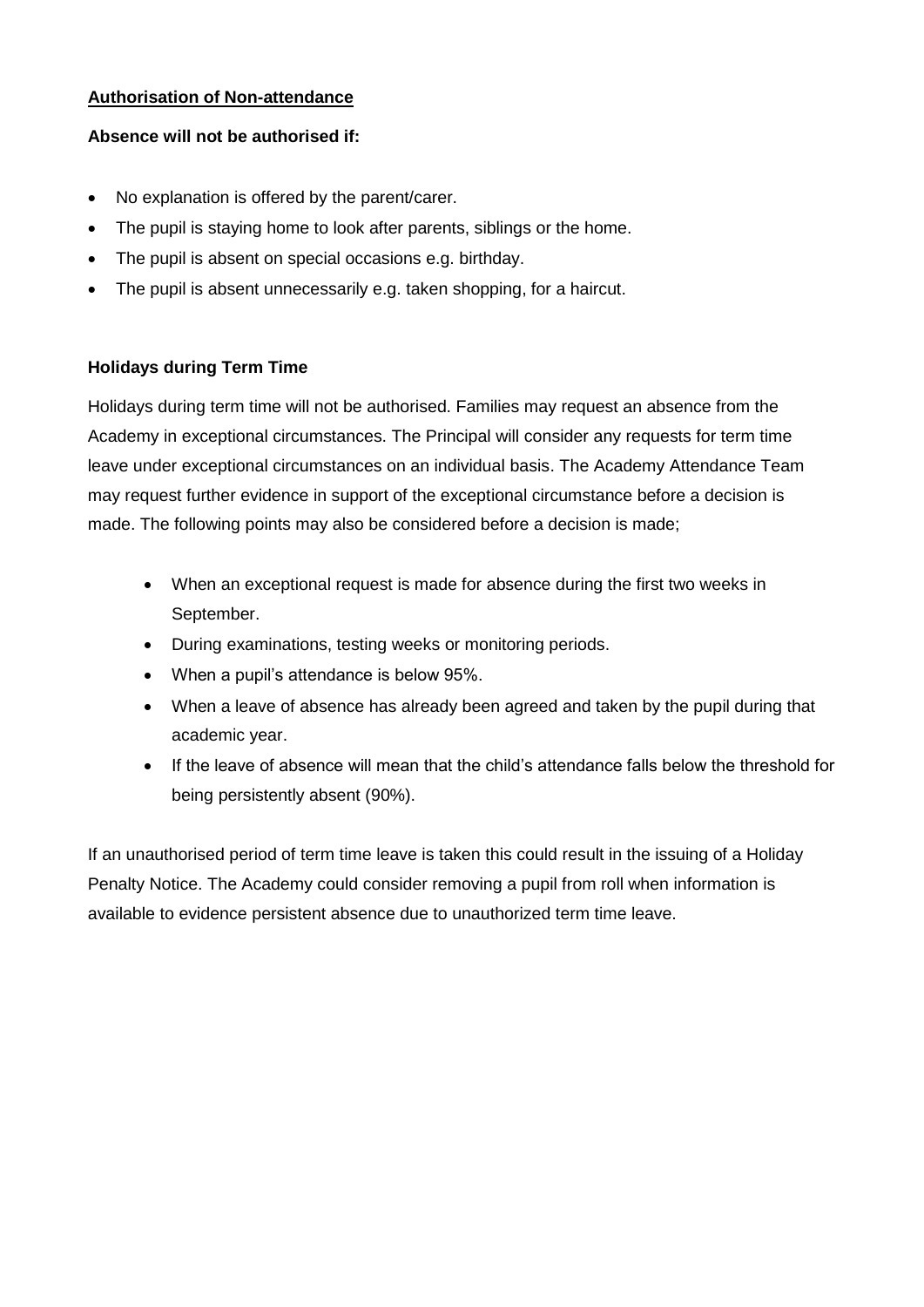**Authorisation of Non-attendance**

**Absence will not be authorised if:**

- No explanation is offered by the parent/carer.
- The pupil is staying home to look after parents, siblings or the home.
- The pupil is absent on special occasions e.g. birthday.
- The pupil is absent unnecessarily e.g. taken shopping, for a haircut.

**Holidays during Term Time**

Holidays during term time will not be authorised. Families may request an absence from the Academy in exceptional circumstances. The Principal will consider any requests for term time leave under exceptional circumstances on an individual basis. The Academy Attendance Team may request further evidence in support of the exceptional circumstance before a decision is made. The following points may also be considered before a decision is made;

- When an exceptional request is made for absence during the first two weeks in September.
- During examinations, testing weeks or monitoring periods.
- When a pupil's attendance is below 95%.
- When a leave of absence has already been agreed and taken by the pupil during that academic year.
- If the leave of absence will mean that the child's attendance falls below the threshold for being persistently absent (90%).

If an unauthorised period of term time leave is taken this could result in the issuing of a Holiday Penalty Notice. The Academy could consider removing a pupil from roll when information is available to evidence persistent absence due to unauthorized term time leave.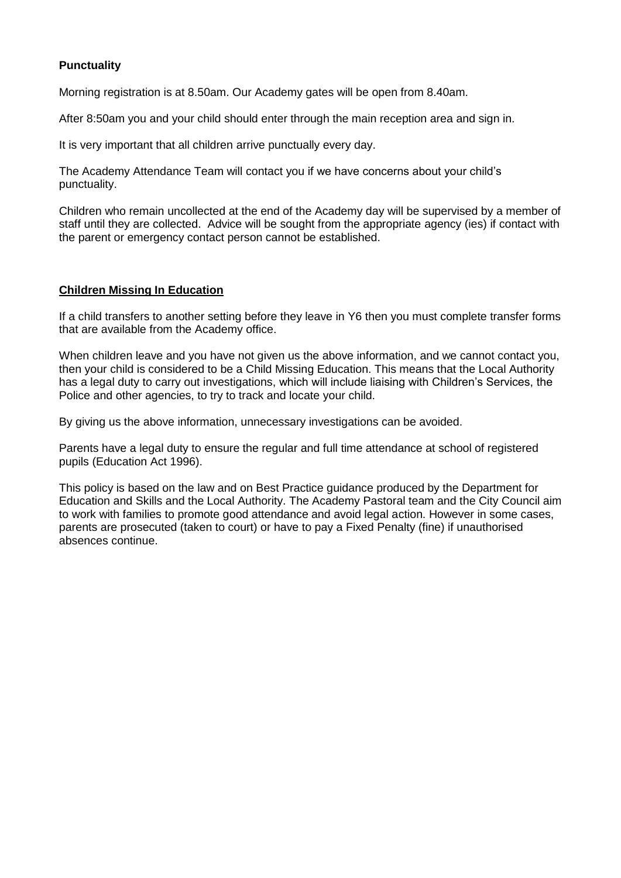**Punctuality**

Morning registration is at 8.50am. Our Academy gates will be open from 8.40am.

After 8:50am you and your child should enter through the main reception area and sign in.

It is very important that all children arrive punctually every day.

The Academy Attendance Team will contact you if we have concerns about your child's punctuality.

Children who remain uncollected at the end of the Academy day will be supervised by a member of staff until they are collected. Advice will be sought from the appropriate agency (ies) if contact with the parent or emergency contact person cannot be established.

**Children Missing In Education**

If a child transfers to another setting before they leave in Y6 then you must complete transfer forms that are available from the Academy office.

When children leave and you have not given us the above information, and we cannot contact you, then your child is considered to be a Child Missing Education. This means that the Local Authority has a legal duty to carry out investigations, which will include liaising with Children's Services, the Police and other agencies, to try to track and locate your child.

By giving us the above information, unnecessary investigations can be avoided.

Parents have a legal duty to ensure the regular and full time attendance at school of registered pupils (Education Act 1996).

This policy is based on the law and on Best Practice guidance produced by the Department for Education and Skills and the Local Authority. The Academy Pastoral team and the City Council aim to work with families to promote good attendance and avoid legal action. However in some cases, parents are prosecuted (taken to court) or have to pay a Fixed Penalty (fine) if unauthorised absences continue.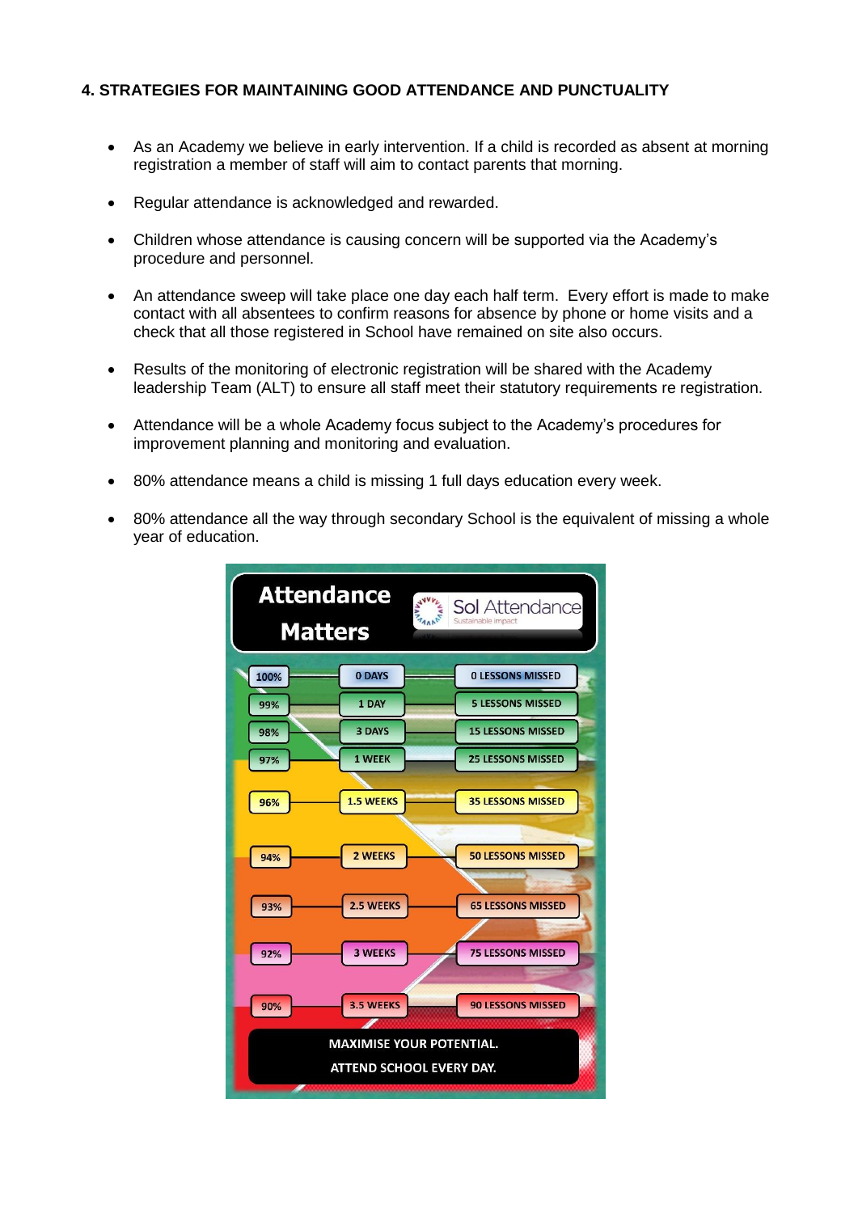### 4. STRATEGIES FOR MAINTAINING GOOD ATTENDANCE AND PUNCTUALITY

- As an Academy we believe in early intervention. If a child is recorded as absent at morning registration a member of staff will aim to contact parents that morning.
- Regular attendance is acknowledged and rewarded.
- Children whose attendance is causing concern will be supported via the Academy's procedure and personnel.
- An attendance sweep will take place one day each half term. Every effort is made to make contact with all absentees to confirm reasons for absence by phone or home visits and a check that all those registered in School have remained on site also occurs.
- Results of the monitoring of electronic registration will be shared with the Academy leadership Team (ALT) to ensure all staff meet their statutory requirements re registration.
- Attendance will be a whole Academy focus subject to the Academy's procedures for improvement planning and monitoring and evaluation.
- 80% attendance means a child is missing 1 full days education every week.
- 80% attendance all the way through secondary School is the equivalent of missing a whole year of education.

**Attendance Matters** — Sol Attendance (Sustainable impact)

| Attendance | Days | Lessons |
|---|---|---|
| 100% | 0 DAYS | 0 LESSONS MISSED |
| 99% | 1 DAY | 5 LESSONS MISSED |
| 98% | 3 DAYS | 15 LESSONS MISSED |
| 97% | 1 WEEK | 25 LESSONS MISSED |
| 96% | 1.5 WEEKS | 35 LESSONS MISSED |
| 94% | 2 WEEKS | 50 LESSONS MISSED |
| 93% | 2.5 WEEKS | 65 LESSONS MISSED |
| 92% | 3 WEEKS | 75 LESSONS MISSED |
| 90% | 3.5 WEEKS | 90 LESSONS MISSED |

MAXIMISE YOUR POTENTIAL.
ATTEND SCHOOL EVERY DAY.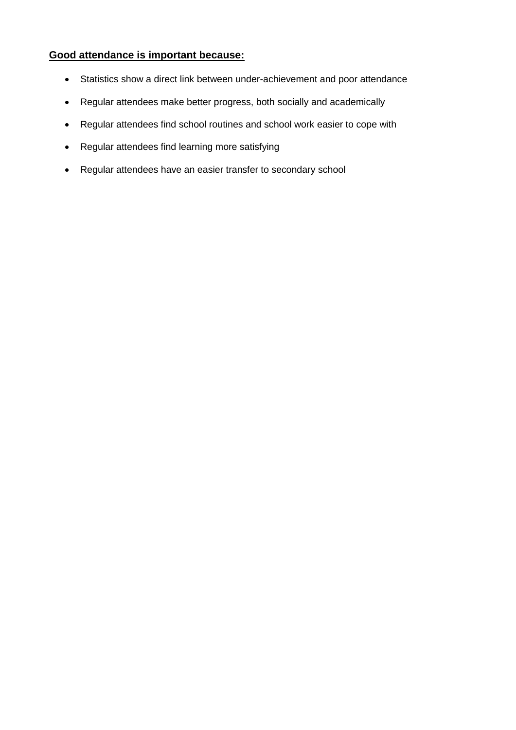**Good attendance is important because:**

- Statistics show a direct link between under-achievement and poor attendance
- Regular attendees make better progress, both socially and academically
- Regular attendees find school routines and school work easier to cope with
- Regular attendees find learning more satisfying
- Regular attendees have an easier transfer to secondary school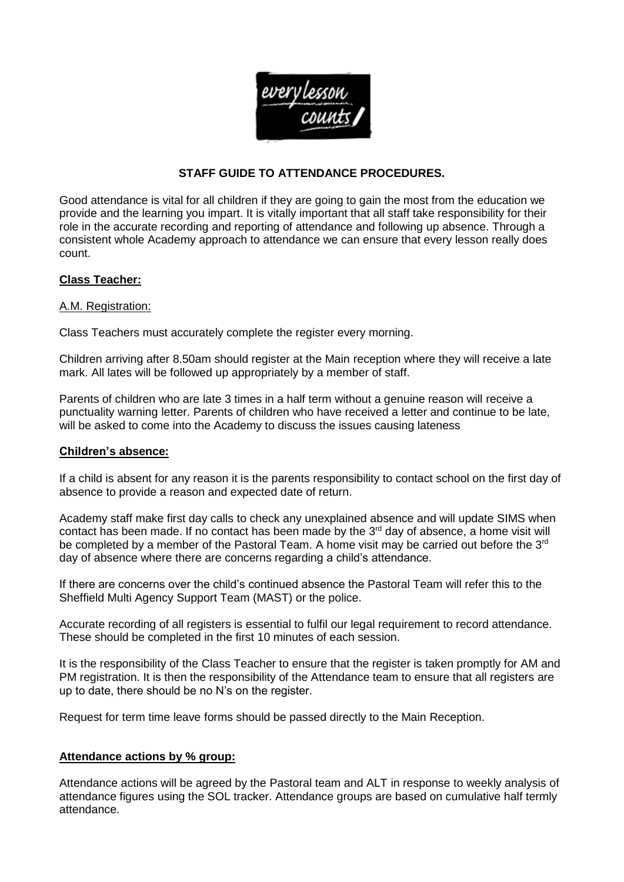# STAFF GUIDE TO ATTENDANCE PROCEDURES.

Good attendance is vital for all children if they are going to gain the most from the education we provide and the learning you impart. It is vitally important that all staff take responsibility for their role in the accurate recording and reporting of attendance and following up absence. Through a consistent whole Academy approach to attendance we can ensure that every lesson really does count.

## Class Teacher:

### A.M. Registration:

Class Teachers must accurately complete the register every morning.

Children arriving after 8.50am should register at the Main reception where they will receive a late mark. All lates will be followed up appropriately by a member of staff.

Parents of children who are late 3 times in a half term without a genuine reason will receive a punctuality warning letter. Parents of children who have received a letter and continue to be late, will be asked to come into the Academy to discuss the issues causing lateness

## Children's absence:

If a child is absent for any reason it is the parents responsibility to contact school on the first day of absence to provide a reason and expected date of return.

Academy staff make first day calls to check any unexplained absence and will update SIMS when contact has been made. If no contact has been made by the 3rd day of absence, a home visit will be completed by a member of the Pastoral Team. A home visit may be carried out before the 3rd day of absence where there are concerns regarding a child's attendance.

If there are concerns over the child's continued absence the Pastoral Team will refer this to the Sheffield Multi Agency Support Team (MAST) or the police.

Accurate recording of all registers is essential to fulfil our legal requirement to record attendance. These should be completed in the first 10 minutes of each session.

It is the responsibility of the Class Teacher to ensure that the register is taken promptly for AM and PM registration. It is then the responsibility of the Attendance team to ensure that all registers are up to date, there should be no N's on the register.

Request for term time leave forms should be passed directly to the Main Reception.

## Attendance actions by % group:

Attendance actions will be agreed by the Pastoral team and ALT in response to weekly analysis of attendance figures using the SOL tracker. Attendance groups are based on cumulative half termly attendance.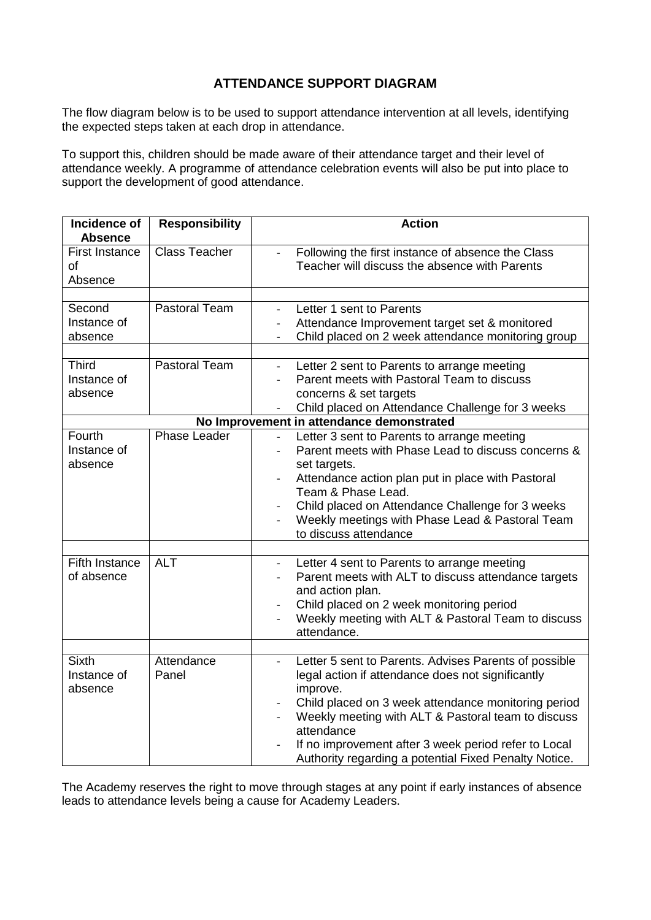## ATTENDANCE SUPPORT DIAGRAM

The flow diagram below is to be used to support attendance intervention at all levels, identifying the expected steps taken at each drop in attendance.

To support this, children should be made aware of their attendance target and their level of attendance weekly. A programme of attendance celebration events will also be put into place to support the development of good attendance.

| Incidence of Absence | Responsibility | Action |
|---|---|---|
| First Instance of Absence | Class Teacher | - Following the first instance of absence the Class Teacher will discuss the absence with Parents |
| | | |
| Second Instance of absence | Pastoral Team | - Letter 1 sent to Parents<br>- Attendance Improvement target set & monitored<br>- Child placed on 2 week attendance monitoring group |
| | | |
| Third Instance of absence | Pastoral Team | - Letter 2 sent to Parents to arrange meeting<br>- Parent meets with Pastoral Team to discuss concerns & set targets<br>- Child placed on Attendance Challenge for 3 weeks |
| **No Improvement in attendance demonstrated** | | |
| Fourth Instance of absence | Phase Leader | - Letter 3 sent to Parents to arrange meeting<br>- Parent meets with Phase Lead to discuss concerns & set targets.<br>- Attendance action plan put in place with Pastoral Team & Phase Lead.<br>- Child placed on Attendance Challenge for 3 weeks<br>- Weekly meetings with Phase Lead & Pastoral Team to discuss attendance |
| | | |
| Fifth Instance of absence | ALT | - Letter 4 sent to Parents to arrange meeting<br>- Parent meets with ALT to discuss attendance targets and action plan.<br>- Child placed on 2 week monitoring period<br>- Weekly meeting with ALT & Pastoral Team to discuss attendance. |
| | | |
| Sixth Instance of absence | Attendance Panel | - Letter 5 sent to Parents. Advises Parents of possible legal action if attendance does not significantly improve.<br>- Child placed on 3 week attendance monitoring period<br>- Weekly meeting with ALT & Pastoral team to discuss attendance<br>- If no improvement after 3 week period refer to Local Authority regarding a potential Fixed Penalty Notice. |

The Academy reserves the right to move through stages at any point if early instances of absence leads to attendance levels being a cause for Academy Leaders.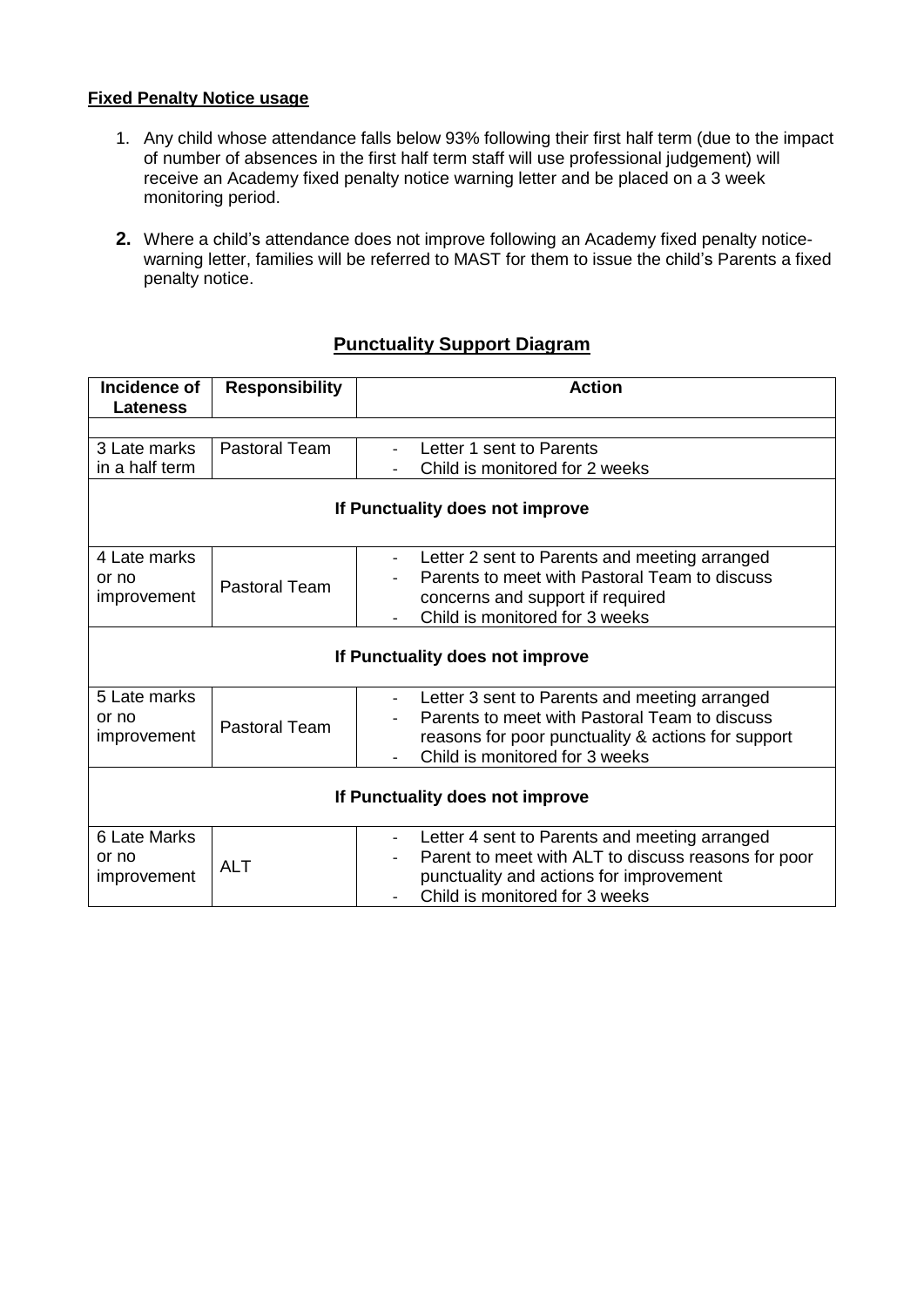**Fixed Penalty Notice usage**

1. Any child whose attendance falls below 93% following their first half term (due to the impact of number of absences in the first half term staff will use professional judgement) will receive an Academy fixed penalty notice warning letter and be placed on a 3 week monitoring period.

2. Where a child's attendance does not improve following an Academy fixed penalty notice-warning letter, families will be referred to MAST for them to issue the child's Parents a fixed penalty notice.

## Punctuality Support Diagram

| Incidence of Lateness | Responsibility | Action |
|---|---|---|
| | | |
| 3 Late marks in a half term | Pastoral Team | - Letter 1 sent to Parents<br>- Child is monitored for 2 weeks |
| **If Punctuality does not improve** | | |
| 4 Late marks or no improvement | Pastoral Team | - Letter 2 sent to Parents and meeting arranged<br>- Parents to meet with Pastoral Team to discuss concerns and support if required<br>- Child is monitored for 3 weeks |
| **If Punctuality does not improve** | | |
| 5 Late marks or no improvement | Pastoral Team | - Letter 3 sent to Parents and meeting arranged<br>- Parents to meet with Pastoral Team to discuss reasons for poor punctuality & actions for support<br>- Child is monitored for 3 weeks |
| **If Punctuality does not improve** | | |
| 6 Late Marks or no improvement | ALT | - Letter 4 sent to Parents and meeting arranged<br>- Parent to meet with ALT to discuss reasons for poor punctuality and actions for improvement<br>- Child is monitored for 3 weeks |